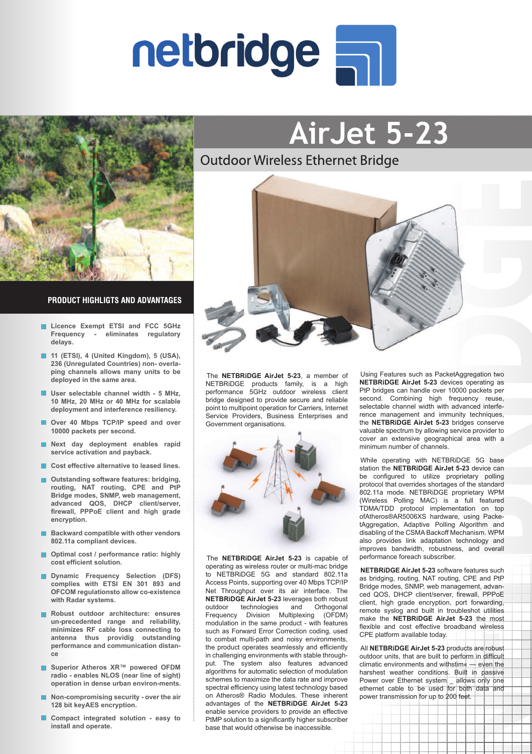# netbridge

# AirJet 5-23

## Outdoor Wireless Ethernet Bridge

### PRODUCT HIGHLIGTS AND ADVANTAGES

- **Licence Exempt ETSI and FCC 5GHz Frequency - eliminates regulatory delays.**
- **11 (ETSI), 4 (United Kingdom), 5 (USA), 236 (Unregulated Countries) non- overlaping channels allows many units to be deployed in the same area.**
- **User selectable channel width - 5 MHz, 10 MHz, 20 MHz or 40 MHz for scalable deployment and interference resiliency.**
- **Over 40 Mbps TCP/IP speed and over 10000 packets per second.**
- **Next day deployment enables rapid service activation and payback.**
- **Cost effective alternative to leased lines.**
- **Outstanding software features: bridging, routing, NAT routing, CPE and PtP Bridge modes, SNMP, web management, advanced QOS, DHCP client/server, firewall, PPPoE client and high grade encryption.**
- **Backward compatible with other vendors 802.11a compliant devices.**
- **Optimal cost / performance ratio: highly cost efficient solution.**
- **Dynamic Frequency Selection (DFS) complies with ETSI EN 301 893 and OFCOM regulationsto allow co-existence with Radar systems.**
- **Robust outdoor architecture: ensures un-precedented range and reliability, minimizes RF cable loss connecting to antenna thus providig outstanding performance and communication distance**
- **Superior Atheros XR™ powered OFDM radio - enables NLOS (near line of sight) operation in dense urban environ-ments.**
- **Non-compromising security - over the air 128 bit keyAES encryption.**
- **Compact integrated solution - easy to install and operate.**

The **NETBRiDGE AirJet 5-23**, a member of NETBRiDGE products family, is a high performance 5GHz outdoor wireless client bridge designed to provide secure and reliable point to multipoint operation for Carriers, Internet Service Providers, Business Enterprises and Government organisations.

The **NETBRiDGE AirJet 5-23** is capable of operating as wireless router or multi-mac bridge to NETBRiDGE 5G and standard 802.11a Access Points, supporting over 40 Mbps TCP/IP Net Throughput over its air interface. The **NETBRiDGE AirJet 5-23** leverages both robust outdoor technologies and Orthogonal Frequency Division Multiplexing (OFDM) modulation in the same product - with features such as Forward Error Correction coding, used to combat multi-path and noisy environments, the product operates seamlessly and efficiently in challenging environments with stable throughput. The system also features advanced algorithms for automatic selection of modulation schemes to maximize the data rate and improve spectral efficiency using latest technology based on Atheros® Radio Modules. These inherent advantages of the **NETBRiDGE AirJet 5-23** enable service providers to provide an effective PtMP solution to a significantly higher subscriber base that would otherwise be inaccessible.

Using Features such as PacketAggregation two **NETBRiDGE AirJet 5-23** devices operating as PtP bridges can handle over 10000 packets per second. Combining high frequency reuse, selectable channel width with advanced interference management and immunity techniques, the **NETBRiDGE AirJet 5-23** bridges conserve valuable spectrum by allowing service provider to cover an extensive geographical area with a minimum number of channels.

While operating with NETBRiDGE 5G base station the **NETBRiDGE AirJet 5-23** device can be configured to utilize proprietary polling protocol that overrides shortages of the standard 802.11a mode. NETBRiDGE proprietary WPM (Wireless Polling MAC) is a full featured TDMA/TDD protocol implementation on top ofAtheros®AR5006XS hardware, using PacketAggregation, Adaptive Polling Algorithm and disabling of the CSMA Backoff Mechanism. WPM also provides link adaptation technology and improves bandwidth, robustness, and overall performance foreach subscriber.

**NETBRiDGE AirJet 5-23** software features such as bridging, routing, NAT routing, CPE and PtP Bridge modes, SNMP, web management, advanced QOS, DHCP client/server, firewall, PPPoE client, high grade encryption, port forwarding, remote syslog and built in troubleshot utilities make the **NETBRiDGE AirJet 5-23** the most flexible and cost effective broadband wireless CPE platform available today.

All **NETBRiDGE AirJet 5-23** products are robust outdoor units, that are built to perform in difficult climatic environments and withstim« — even the harshest weather conditions. Built in passive Power over Ethernet system _ allows only one ethernet cable to be used for both data and power transmission for up to 200 feet.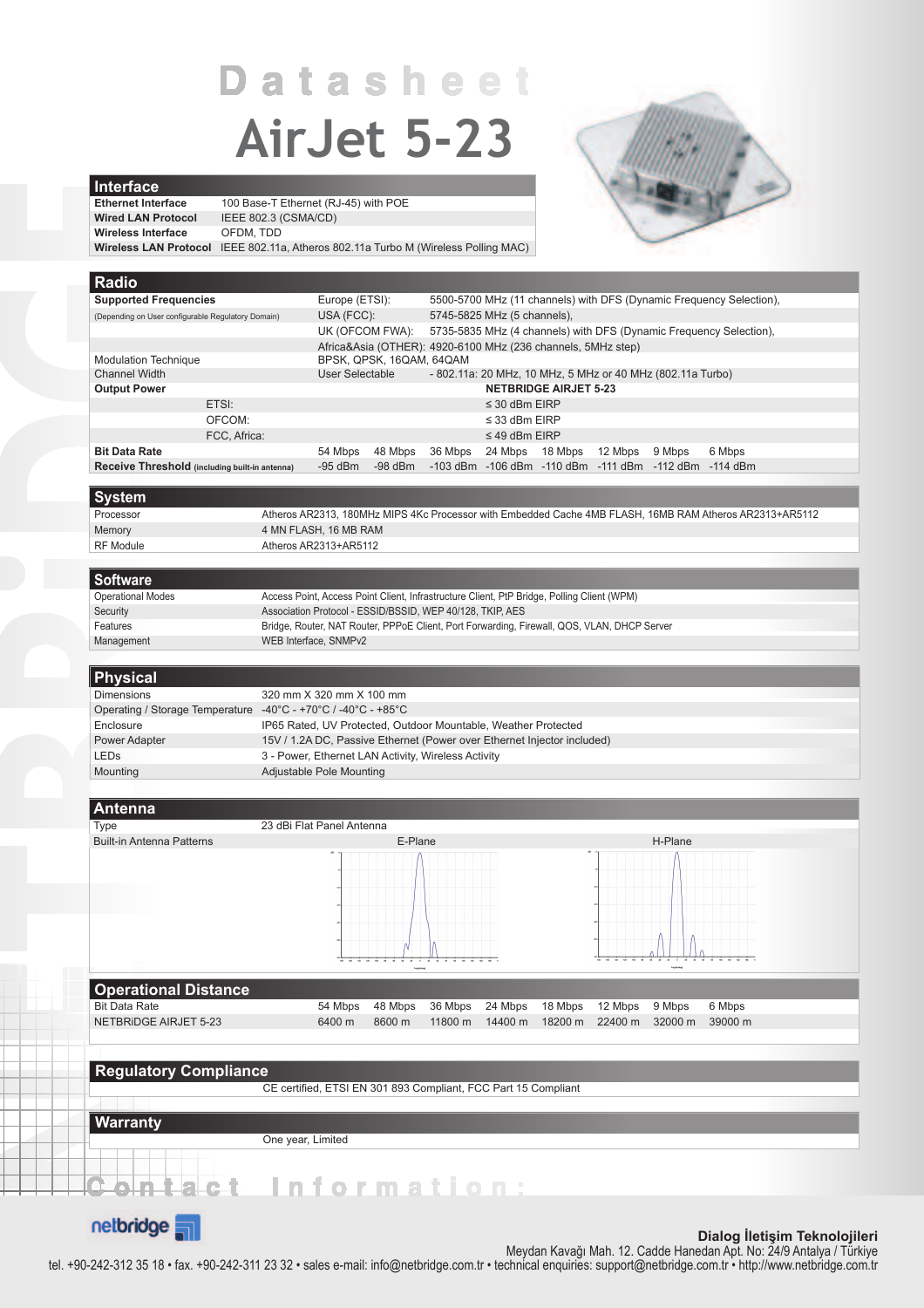# Datasheet

# AirJet 5-23

## Interface

| | |
|---|---|
| **Ethernet Interface** | 100 Base-T Ethernet (RJ-45) with POE |
| **Wired LAN Protocol** | IEEE 802.3 (CSMA/CD) |
| **Wireless Interface** | OFDM, TDD |
| **Wireless LAN Protocol** | IEEE 802.11a, Atheros 802.11a Turbo M (Wireless Polling MAC) |

## Radio

| | | | | | | | | |
|---|---|---|---|---|---|---|---|---|
| **Supported Frequencies** | Europe (ETSI): | 5500-5700 MHz (11 channels) with DFS (Dynamic Frequency Selection), | | | | | | |
| (Depending on User configurable Regulatory Domain) | USA (FCC): | 5745-5825 MHz (5 channels), | | | | | | |
| | UK (OFCOM FWA): | 5735-5835 MHz (4 channels) with DFS (Dynamic Frequency Selection), | | | | | | |
| | Africa&Asia (OTHER): 4920-6100 MHz (236 channels, 5MHz step) | | | | | | | |
| Modulation Technique | BPSK, QPSK, 16QAM, 64QAM | | | | | | | |
| Channel Width | User Selectable | - 802.11a: 20 MHz, 10 MHz, 5 MHz or 40 MHz (802.11a Turbo) | | | | | | |
| **Output Power** | | | | **NETBRIDGE AIRJET 5-23** | | | | |
| ETSI: | | | | ≤ 30 dBm EIRP | | | | |
| OFCOM: | | | | ≤ 33 dBm EIRP | | | | |
| FCC, Africa: | | | | ≤ 49 dBm EIRP | | | | |
| **Bit Data Rate** | 54 Mbps | 48 Mbps | 36 Mbps | 24 Mbps | 18 Mbps | 12 Mbps | 9 Mbps | 6 Mbps |
| **Receive Threshold** (including built-in antenna) | -95 dBm | -98 dBm | -103 dBm | -106 dBm | -110 dBm | -111 dBm | -112 dBm | -114 dBm |

## System

| | |
|---|---|
| Processor | Atheros AR2313, 180MHz MIPS 4Kc Processor with Embedded Cache 4MB FLASH, 16MB RAM Atheros AR2313+AR5112 |
| Memory | 4 MN FLASH, 16 MB RAM |
| RF Module | Atheros AR2313+AR5112 |

## Software

| | |
|---|---|
| Operational Modes | Access Point, Access Point Client, Infrastructure Client, PtP Bridge, Polling Client (WPM) |
| Security | Association Protocol - ESSID/BSSID, WEP 40/128, TKIP, AES |
| Features | Bridge, Router, NAT Router, PPPoE Client, Port Forwarding, Firewall, QOS, VLAN, DHCP Server |
| Management | WEB Interface, SNMPv2 |

## Physical

| | |
|---|---|
| Dimensions | 320 mm X 320 mm X 100 mm |
| Operating / Storage Temperature | -40°C - +70°C / -40°C - +85°C |
| Enclosure | IP65 Rated, UV Protected, Outdoor Mountable, Weather Protected |
| Power Adapter | 15V / 1.2A DC, Passive Ethernet (Power over Ethernet Injector included) |
| LEDs | 3 - Power, Ethernet LAN Activity, Wireless Activity |
| Mounting | Adjustable Pole Mounting |

## Antenna

| | |
|---|---|
| Type | 23 dBi Flat Panel Antenna |
| Built-in Antenna Patterns | E-Plane, H-Plane |

E-Plane

H-Plane

## Operational Distance

| Bit Data Rate | 54 Mbps | 48 Mbps | 36 Mbps | 24 Mbps | 18 Mbps | 12 Mbps | 9 Mbps | 6 Mbps |
|---|---|---|---|---|---|---|---|---|
| NETBRiDGE AIRJET 5-23 | 6400 m | 8600 m | 11800 m | 14400 m | 18200 m | 22400 m | 32000 m | 39000 m |

## Regulatory Compliance

CE certified, ETSI EN 301 893 Compliant, FCC Part 15 Compliant

## Warranty

One year, Limited

## Contact Information:

netbridge

**Dialog İletişim Teknolojileri**
Meydan Kavağı Mah. 12. Cadde Hanedan Apt. No: 24/9 Antalya / Türkiye
tel. +90-242-312 35 18 • fax. +90-242-311 23 32 • sales e-mail: info@netbridge.com.tr • technical enquiries: support@netbridge.com.tr • http://www.netbridge.com.tr